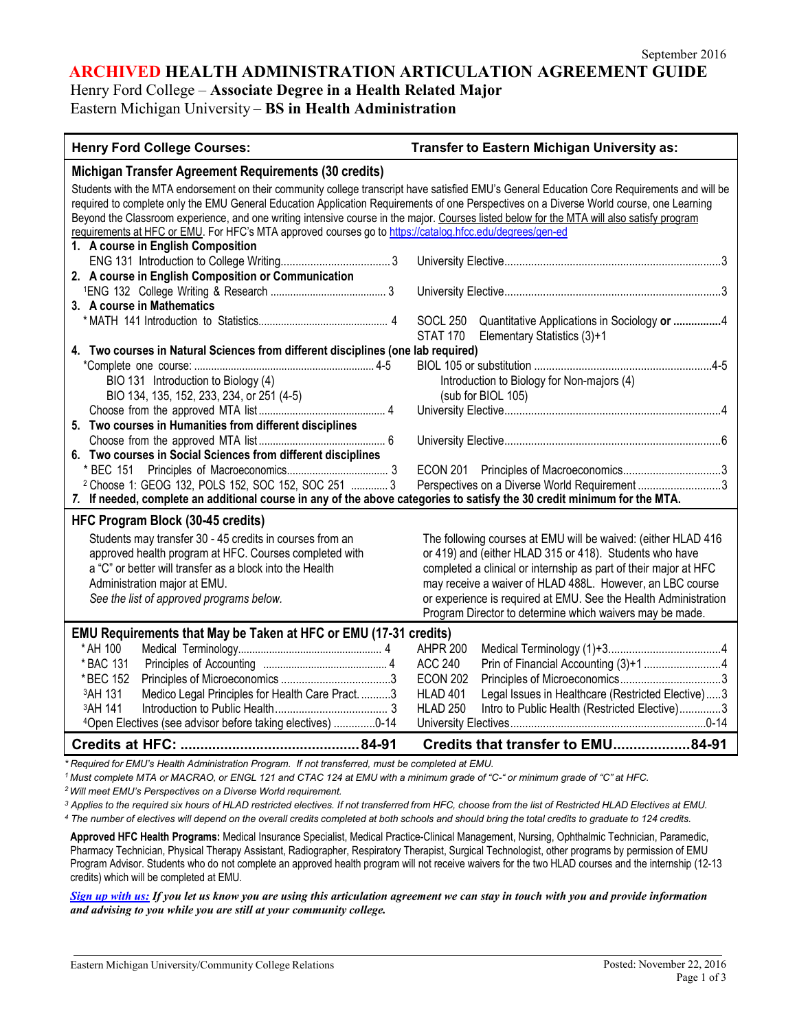September 2016

# ARCHIVED HEALTH ADMINISTRATION ARTICULATION AGREEMENT GUIDE

Henry Ford College – **Associate Degree in a Health Related Major**
Eastern Michigan University – **BS in Health Administration**

| Henry Ford College Courses: | Transfer to Eastern Michigan University as: |
|---|---|
| **Michigan Transfer Agreement Requirements (30 credits)** | |
| Students with the MTA endorsement on their community college transcript have satisfied EMU's General Education Core Requirements and will be required to complete only the EMU General Education Application Requirements of one Perspectives on a Diverse World course, one Learning Beyond the Classroom experience, and one writing intensive course in the major. Courses listed below for the MTA will also satisfy program requirements at HFC or EMU. For HFC's MTA approved courses go to https://catalog.hfcc.edu/degrees/gen-ed | |
| **1. A course in English Composition** | |
| ENG 131 Introduction to College Writing....3 | University Elective....3 |
| **2. A course in English Composition or Communication** | |
| [1]ENG 132 College Writing & Research....3 | University Elective....3 |
| **3. A course in Mathematics** | |
| *MATH 141 Introduction to Statistics....4 | SOCL 250 Quantitative Applications in Sociology **or**....4<br>STAT 170 Elementary Statistics (3)+1 |
| **4. Two courses in Natural Sciences from different disciplines (one lab required)** | |
| *Complete one course:....4-5<br>BIO 131 Introduction to Biology (4)<br>BIO 134, 135, 152, 233, 234, or 251 (4-5) | BIOL 105 or substitution....4-5<br>Introduction to Biology for Non-majors (4)<br>(sub for BIOL 105) |
| Choose from the approved MTA list....4 | University Elective....4 |
| **5. Two courses in Humanities from different disciplines** | |
| Choose from the approved MTA list....6 | University Elective....6 |
| **6. Two courses in Social Sciences from different disciplines** | |
| * BEC 151 Principles of Macroeconomics....3 | ECON 201 Principles of Macroeconomics....3 |
| [2] Choose 1: GEOG 132, POLS 152, SOC 152, SOC 251....3 | Perspectives on a Diverse World Requirement....3 |
| ***7. If needed, complete an additional course in any of the above categories to satisfy the 30 credit minimum for the MTA.*** | |
| **HFC Program Block (30-45 credits)** | |
| Students may transfer 30 - 45 credits in courses from an approved health program at HFC. Courses completed with a "C" or better will transfer as a block into the Health Administration major at EMU.<br>*See the list of approved programs below.* | The following courses at EMU will be waived: (either HLAD 416 or 419) and (either HLAD 315 or 418). Students who have completed a clinical or internship as part of their major at HFC may receive a waiver of HLAD 488L. However, an LBC course or experience is required at EMU. See the Health Administration Program Director to determine which waivers may be made. |
| **EMU Requirements that May be Taken at HFC or EMU (17-31 credits)** | |
| *AH 100 Medical Terminology....4 | AHPR 200 Medical Terminology (1)+3....4 |
| *BAC 131 Principles of Accounting....4 | ACC 240 Prin of Financial Accounting (3)+1....4 |
| *BEC 152 Principles of Microeconomics....3 | ECON 202 Principles of Microeconomics....3 |
| [3]AH 131 Medico Legal Principles for Health Care Pract.....3 | HLAD 401 Legal Issues in Healthcare (Restricted Elective)....3 |
| [3]AH 141 Introduction to Public Health....3 | HLAD 250 Intro to Public Health (Restricted Elective)....3 |
| [4]Open Electives (see advisor before taking electives)....0-14 | University Electives....0-14 |
| **Credits at HFC: ....84-91** | **Credits that transfer to EMU....84-91** |

*\* Required for EMU's Health Administration Program. If not transferred, must be completed at EMU.*

*[1] Must complete MTA or MACRAO, or ENGL 121 and CTAC 124 at EMU with a minimum grade of "C-" or minimum grade of "C" at HFC.*

*[2] Will meet EMU's Perspectives on a Diverse World requirement.*

*[3] Applies to the required six hours of HLAD restricted electives. If not transferred from HFC, choose from the list of Restricted HLAD Electives at EMU.*

*[4] The number of electives will depend on the overall credits completed at both schools and should bring the total credits to graduate to 124 credits.*

**Approved HFC Health Programs:** Medical Insurance Specialist, Medical Practice-Clinical Management, Nursing, Ophthalmic Technician, Paramedic, Pharmacy Technician, Physical Therapy Assistant, Radiographer, Respiratory Therapist, Surgical Technologist, other programs by permission of EMU Program Advisor. Students who do not complete an approved health program will not receive waivers for the two HLAD courses and the internship (12-13 credits) which will be completed at EMU.

***Sign up with us:** If you let us know you are using this articulation agreement we can stay in touch with you and provide information and advising to you while you are still at your community college.*

Eastern Michigan University/Community College Relations — Posted: November 22, 2016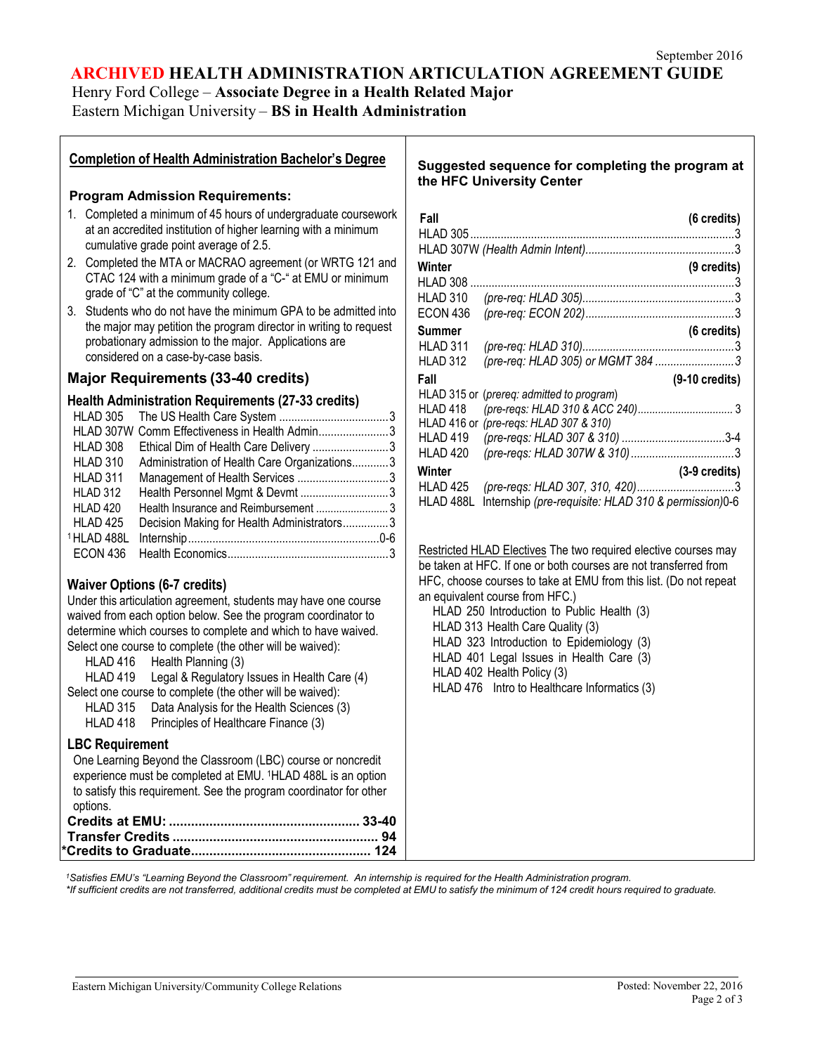September 2016

# ARCHIVED HEALTH ADMINISTRATION ARTICULATION AGREEMENT GUIDE

Henry Ford College – **Associate Degree in a Health Related Major**
Eastern Michigan University – **BS in Health Administration**

## Completion of Health Administration Bachelor's Degree

### Program Admission Requirements:

1. Completed a minimum of 45 hours of undergraduate coursework at an accredited institution of higher learning with a minimum cumulative grade point average of 2.5.
2. Completed the MTA or MACRAO agreement (or WRTG 121 and CTAC 124 with a minimum grade of a "C-" at EMU or minimum grade of "C" at the community college.
3. Students who do not have the minimum GPA to be admitted into the major may petition the program director in writing to request probationary admission to the major. Applications are considered on a case-by-case basis.

## Major Requirements (33-40 credits)

### Health Administration Requirements (27-33 credits)

| Course | Title | Credits |
|---|---|---|
| HLAD 305 | The US Health Care System | 3 |
| HLAD 307W | Comm Effectiveness in Health Admin | 3 |
| HLAD 308 | Ethical Dim of Health Care Delivery | 3 |
| HLAD 310 | Administration of Health Care Organizations | 3 |
| HLAD 311 | Management of Health Services | 3 |
| HLAD 312 | Health Personnel Mgmt & Devmt | 3 |
| HLAD 420 | Health Insurance and Reimbursement | 3 |
| HLAD 425 | Decision Making for Health Administrators | 3 |
| [1]HLAD 488L | Internship | 0-6 |
| ECON 436 | Health Economics | 3 |

### Waiver Options (6-7 credits)

Under this articulation agreement, students may have one course waived from each option below. See the program coordinator to determine which courses to complete and which to have waived.

Select one course to complete (the other will be waived):
- HLAD 416 Health Planning (3)
- HLAD 419 Legal & Regulatory Issues in Health Care (4)

Select one course to complete (the other will be waived):
- HLAD 315 Data Analysis for the Health Sciences (3)
- HLAD 418 Principles of Healthcare Finance (3)

### LBC Requirement

One Learning Beyond the Classroom (LBC) course or noncredit experience must be completed at EMU. [1]HLAD 488L is an option to satisfy this requirement. See the program coordinator for other options.

**Credits at EMU: ........ 33-40**
**Transfer Credits ........ 94**
**\*Credits to Graduate........ 124**

### Suggested sequence for completing the program at the HFC University Center

**Fall (6 credits)**

| Course | Notes | Credits |
|---|---|---|
| HLAD 305 | | 3 |
| HLAD 307W | *(Health Admin Intent)* | 3 |

**Winter (9 credits)**

| Course | Notes | Credits |
|---|---|---|
| HLAD 308 | | 3 |
| HLAD 310 | *(pre-req: HLAD 305)* | 3 |
| ECON 436 | *(pre-req: ECON 202)* | 3 |

**Summer (6 credits)**

| Course | Notes | Credits |
|---|---|---|
| HLAD 311 | *(pre-req: HLAD 310)* | 3 |
| HLAD 312 | *(pre-req: HLAD 305) or MGMT 384* | 3 |

**Fall (9-10 credits)**

| Course | Notes | Credits |
|---|---|---|
| HLAD 315 or | *(prereq: admitted to program)* | |
| HLAD 418 | *(pre-reqs: HLAD 310 & ACC 240)* | 3 |
| HLAD 416 or | *(pre-reqs: HLAD 307 & 310)* | |
| HLAD 419 | *(pre-reqs: HLAD 307 & 310)* | 3-4 |
| HLAD 420 | *(pre-reqs: HLAD 307W & 310)* | 3 |

**Winter (3-9 credits)**

| Course | Notes | Credits |
|---|---|---|
| HLAD 425 | *(pre-reqs: HLAD 307, 310, 420)* | 3 |
| HLAD 488L | Internship *(pre-requisite: HLAD 310 & permission)* | 0-6 |

Restricted HLAD Electives The two required elective courses may be taken at HFC. If one or both courses are not transferred from HFC, choose courses to take at EMU from this list. (Do not repeat an equivalent course from HFC.)

- HLAD 250 Introduction to Public Health (3)
- HLAD 313 Health Care Quality (3)
- HLAD 323 Introduction to Epidemiology (3)
- HLAD 401 Legal Issues in Health Care (3)
- HLAD 402 Health Policy (3)
- HLAD 476 Intro to Healthcare Informatics (3)

*[1]Satisfies EMU's "Learning Beyond the Classroom" requirement. An internship is required for the Health Administration program.*
*\*If sufficient credits are not transferred, additional credits must be completed at EMU to satisfy the minimum of 124 credit hours required to graduate.*

Eastern Michigan University/Community College Relations — Posted: November 22, 2016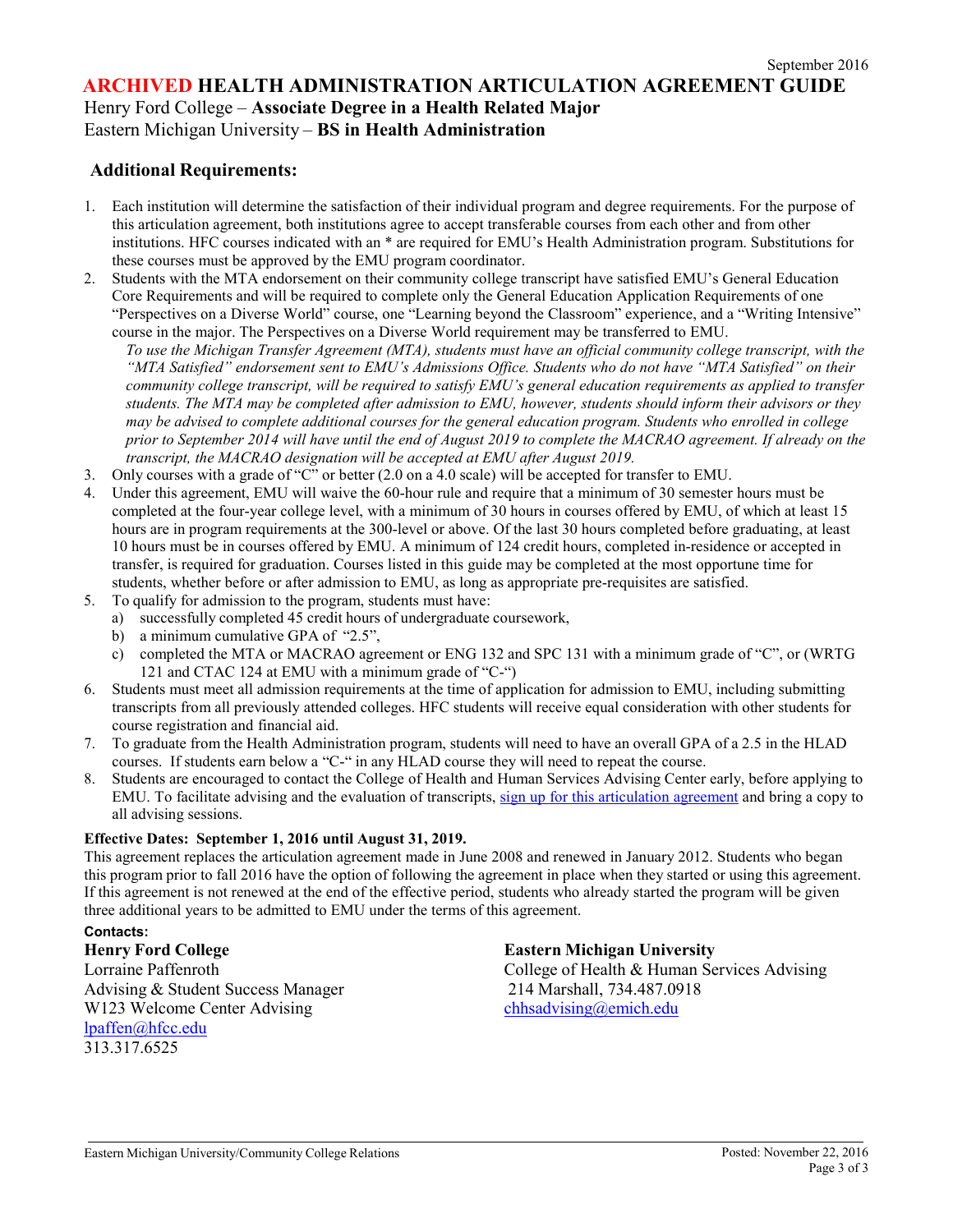September 2016

# ARCHIVED HEALTH ADMINISTRATION ARTICULATION AGREEMENT GUIDE

Henry Ford College – **Associate Degree in a Health Related Major**
Eastern Michigan University – **BS in Health Administration**

## Additional Requirements:

1. Each institution will determine the satisfaction of their individual program and degree requirements. For the purpose of this articulation agreement, both institutions agree to accept transferable courses from each other and from other institutions. HFC courses indicated with an * are required for EMU's Health Administration program. Substitutions for these courses must be approved by the EMU program coordinator.
2. Students with the MTA endorsement on their community college transcript have satisfied EMU's General Education Core Requirements and will be required to complete only the General Education Application Requirements of one "Perspectives on a Diverse World" course, one "Learning beyond the Classroom" experience, and a "Writing Intensive" course in the major. The Perspectives on a Diverse World requirement may be transferred to EMU.
   *To use the Michigan Transfer Agreement (MTA), students must have an official community college transcript, with the "MTA Satisfied" endorsement sent to EMU's Admissions Office. Students who do not have "MTA Satisfied" on their community college transcript, will be required to satisfy EMU's general education requirements as applied to transfer students. The MTA may be completed after admission to EMU, however, students should inform their advisors or they may be advised to complete additional courses for the general education program. Students who enrolled in college prior to September 2014 will have until the end of August 2019 to complete the MACRAO agreement. If already on the transcript, the MACRAO designation will be accepted at EMU after August 2019.*
3. Only courses with a grade of "C" or better (2.0 on a 4.0 scale) will be accepted for transfer to EMU.
4. Under this agreement, EMU will waive the 60-hour rule and require that a minimum of 30 semester hours must be completed at the four-year college level, with a minimum of 30 hours in courses offered by EMU, of which at least 15 hours are in program requirements at the 300-level or above. Of the last 30 hours completed before graduating, at least 10 hours must be in courses offered by EMU. A minimum of 124 credit hours, completed in-residence or accepted in transfer, is required for graduation. Courses listed in this guide may be completed at the most opportune time for students, whether before or after admission to EMU, as long as appropriate pre-requisites are satisfied.
5. To qualify for admission to the program, students must have:
   a) successfully completed 45 credit hours of undergraduate coursework,
   b) a minimum cumulative GPA of "2.5",
   c) completed the MTA or MACRAO agreement or ENG 132 and SPC 131 with a minimum grade of "C", or (WRTG 121 and CTAC 124 at EMU with a minimum grade of "C-")
6. Students must meet all admission requirements at the time of application for admission to EMU, including submitting transcripts from all previously attended colleges. HFC students will receive equal consideration with other students for course registration and financial aid.
7. To graduate from the Health Administration program, students will need to have an overall GPA of a 2.5 in the HLAD courses. If students earn below a "C-" in any HLAD course they will need to repeat the course.
8. Students are encouraged to contact the College of Health and Human Services Advising Center early, before applying to EMU. To facilitate advising and the evaluation of transcripts, sign up for this articulation agreement and bring a copy to all advising sessions.

**Effective Dates: September 1, 2016 until August 31, 2019.**

This agreement replaces the articulation agreement made in June 2008 and renewed in January 2012. Students who began this program prior to fall 2016 have the option of following the agreement in place when they started or using this agreement. If this agreement is not renewed at the end of the effective period, students who already started the program will be given three additional years to be admitted to EMU under the terms of this agreement.

**Contacts:**

**Henry Ford College**
Lorraine Paffenroth
Advising & Student Success Manager
W123 Welcome Center Advising
lpaffen@hfcc.edu
313.317.6525

**Eastern Michigan University**
College of Health & Human Services Advising
214 Marshall, 734.487.0918
chhsadvising@emich.edu

Eastern Michigan University/Community College Relations

Posted: November 22, 2016